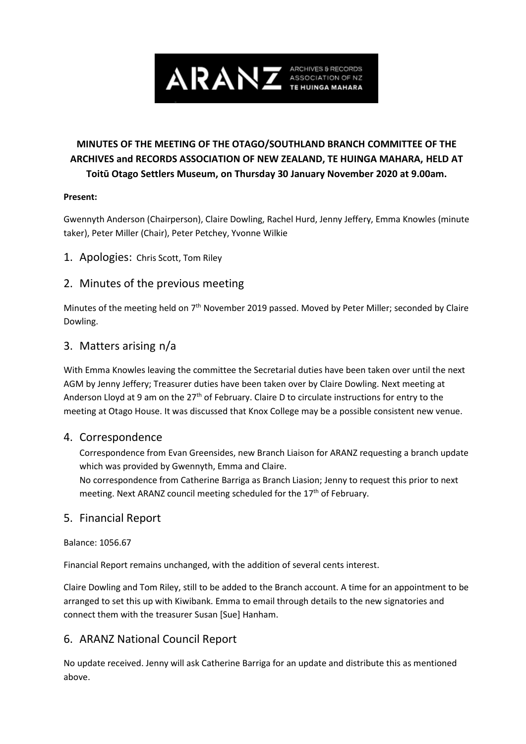**MINUTES OF THE MEETING OF THE OTAGO/SOUTHLAND BRANCH COMMITTEE OF THE ARCHIVES and RECORDS ASSOCIATION OF NEW ZEALAND, TE HUINGA MAHARA, HELD AT Toitū Otago Settlers Museum, on Thursday 30 January November 2020 at 9.00am.**

**Present:**

Gwennyth Anderson (Chairperson), Claire Dowling, Rachel Hurd, Jenny Jeffery, Emma Knowles (minute taker), Peter Miller (Chair), Peter Petchey, Yvonne Wilkie

## 1. Apologies: Chris Scott, Tom Riley

## 2. Minutes of the previous meeting

Minutes of the meeting held on 7th November 2019 passed. Moved by Peter Miller; seconded by Claire Dowling.

## 3. Matters arising n/a

With Emma Knowles leaving the committee the Secretarial duties have been taken over until the next AGM by Jenny Jeffery; Treasurer duties have been taken over by Claire Dowling. Next meeting at Anderson Lloyd at 9 am on the 27th of February. Claire D to circulate instructions for entry to the meeting at Otago House. It was discussed that Knox College may be a possible consistent new venue.

## 4. Correspondence

Correspondence from Evan Greensides, new Branch Liaison for ARANZ requesting a branch update which was provided by Gwennyth, Emma and Claire.

No correspondence from Catherine Barriga as Branch Liasion; Jenny to request this prior to next meeting. Next ARANZ council meeting scheduled for the 17th of February.

## 5. Financial Report

Balance: 1056.67

Financial Report remains unchanged, with the addition of several cents interest.

Claire Dowling and Tom Riley, still to be added to the Branch account. A time for an appointment to be arranged to set this up with Kiwibank. Emma to email through details to the new signatories and connect them with the treasurer Susan [Sue] Hanham.

## 6. ARANZ National Council Report

No update received. Jenny will ask Catherine Barriga for an update and distribute this as mentioned above.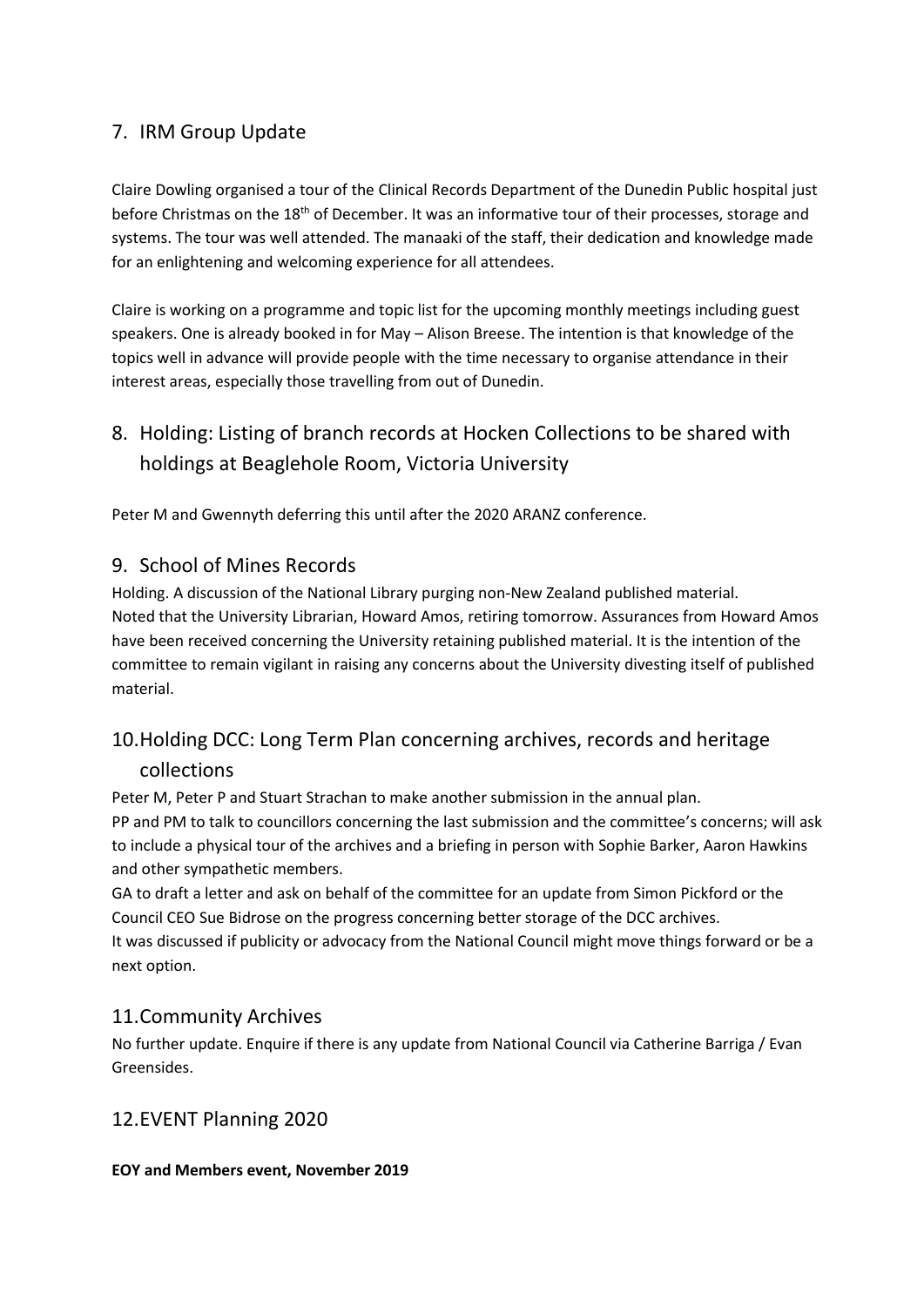## 7. IRM Group Update

Claire Dowling organised a tour of the Clinical Records Department of the Dunedin Public hospital just before Christmas on the 18th of December. It was an informative tour of their processes, storage and systems. The tour was well attended. The manaaki of the staff, their dedication and knowledge made for an enlightening and welcoming experience for all attendees.

Claire is working on a programme and topic list for the upcoming monthly meetings including guest speakers. One is already booked in for May – Alison Breese. The intention is that knowledge of the topics well in advance will provide people with the time necessary to organise attendance in their interest areas, especially those travelling from out of Dunedin.

## 8. Holding: Listing of branch records at Hocken Collections to be shared with holdings at Beaglehole Room, Victoria University

Peter M and Gwennyth deferring this until after the 2020 ARANZ conference.

## 9. School of Mines Records

Holding. A discussion of the National Library purging non-New Zealand published material.
Noted that the University Librarian, Howard Amos, retiring tomorrow. Assurances from Howard Amos have been received concerning the University retaining published material. It is the intention of the committee to remain vigilant in raising any concerns about the University divesting itself of published material.

## 10. Holding DCC: Long Term Plan concerning archives, records and heritage collections

Peter M, Peter P and Stuart Strachan to make another submission in the annual plan.
PP and PM to talk to councillors concerning the last submission and the committee's concerns; will ask to include a physical tour of the archives and a briefing in person with Sophie Barker, Aaron Hawkins and other sympathetic members.
GA to draft a letter and ask on behalf of the committee for an update from Simon Pickford or the Council CEO Sue Bidrose on the progress concerning better storage of the DCC archives.
It was discussed if publicity or advocacy from the National Council might move things forward or be a next option.

## 11. Community Archives

No further update. Enquire if there is any update from National Council via Catherine Barriga / Evan Greensides.

## 12. EVENT Planning 2020

**EOY and Members event, November 2019**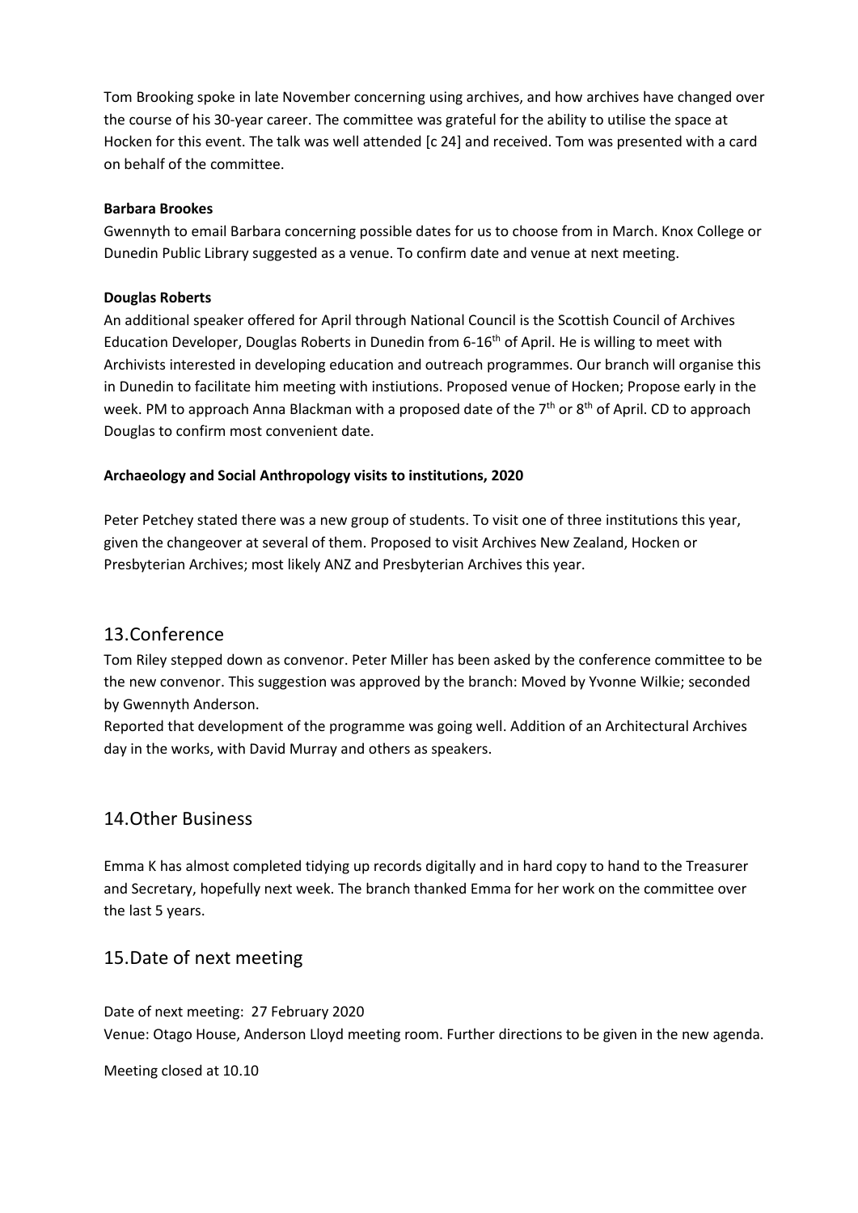Tom Brooking spoke in late November concerning using archives, and how archives have changed over the course of his 30-year career. The committee was grateful for the ability to utilise the space at Hocken for this event. The talk was well attended [c 24] and received. Tom was presented with a card on behalf of the committee.

**Barbara Brookes**

Gwennyth to email Barbara concerning possible dates for us to choose from in March. Knox College or Dunedin Public Library suggested as a venue. To confirm date and venue at next meeting.

**Douglas Roberts**

An additional speaker offered for April through National Council is the Scottish Council of Archives Education Developer, Douglas Roberts in Dunedin from 6-16th of April. He is willing to meet with Archivists interested in developing education and outreach programmes. Our branch will organise this in Dunedin to facilitate him meeting with instiutions. Proposed venue of Hocken; Propose early in the week. PM to approach Anna Blackman with a proposed date of the 7th or 8th of April. CD to approach Douglas to confirm most convenient date.

**Archaeology and Social Anthropology visits to institutions, 2020**

Peter Petchey stated there was a new group of students. To visit one of three institutions this year, given the changeover at several of them. Proposed to visit Archives New Zealand, Hocken or Presbyterian Archives; most likely ANZ and Presbyterian Archives this year.

## 13.Conference

Tom Riley stepped down as convenor. Peter Miller has been asked by the conference committee to be the new convenor. This suggestion was approved by the branch: Moved by Yvonne Wilkie; seconded by Gwennyth Anderson.

Reported that development of the programme was going well. Addition of an Architectural Archives day in the works, with David Murray and others as speakers.

## 14.Other Business

Emma K has almost completed tidying up records digitally and in hard copy to hand to the Treasurer and Secretary, hopefully next week. The branch thanked Emma for her work on the committee over the last 5 years.

## 15.Date of next meeting

Date of next meeting: 27 February 2020

Venue: Otago House, Anderson Lloyd meeting room. Further directions to be given in the new agenda.

Meeting closed at 10.10